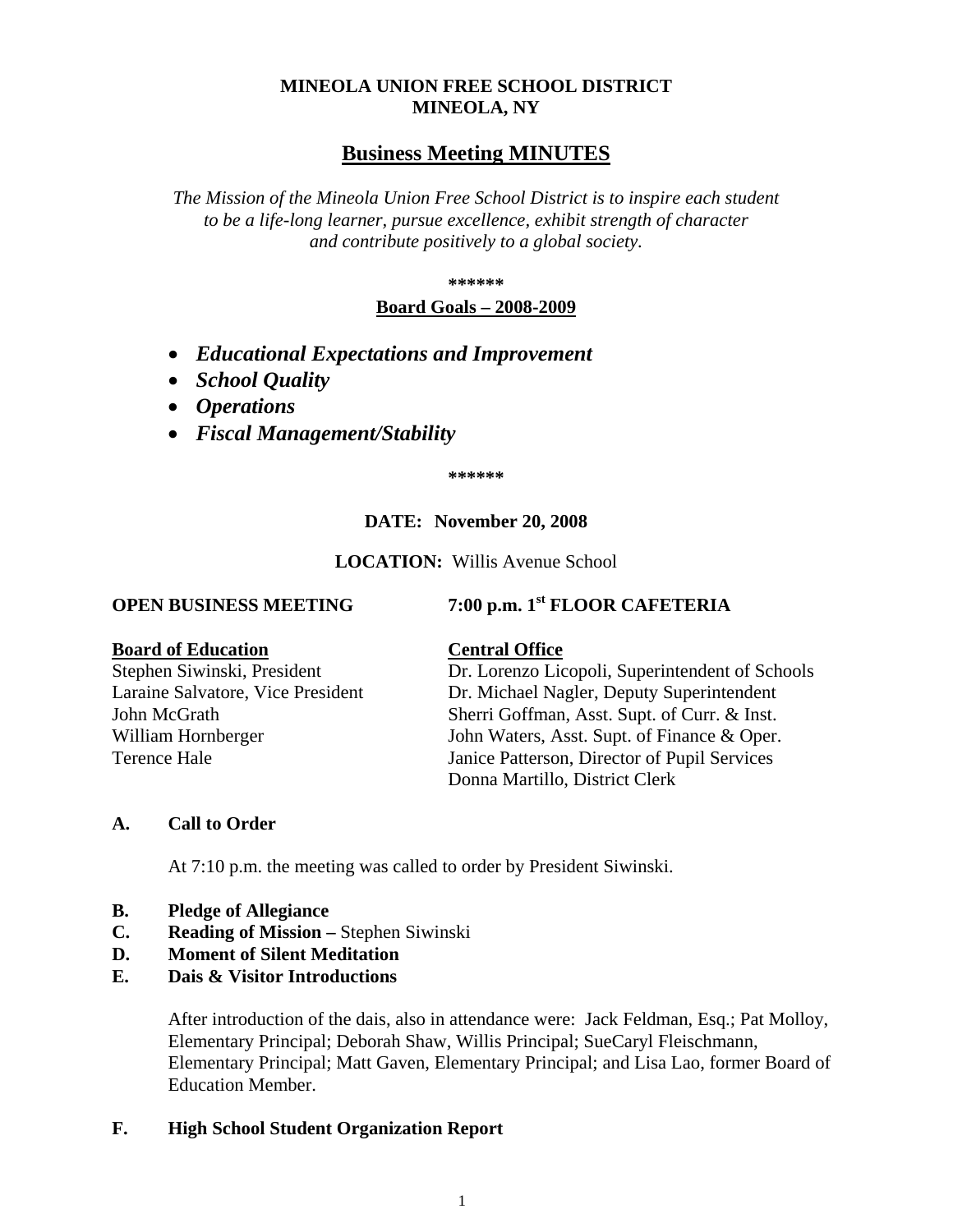**MINEOLA UNION FREE SCHOOL DISTRICT**
**MINEOLA, NY**

# Business Meeting MINUTES

*The Mission of the Mineola Union Free School District is to inspire each student to be a life-long learner, pursue excellence, exhibit strength of character and contribute positively to a global society.*

**\*\*\*\*\*\***

**Board Goals – 2008-2009**

- ***Educational Expectations and Improvement***
- ***School Quality***
- ***Operations***
- ***Fiscal Management/Stability***

**\*\*\*\*\*\***

**DATE: November 20, 2008**

**LOCATION:** Willis Avenue School

**OPEN BUSINESS MEETING** **7:00 p.m. 1st FLOOR CAFETERIA**

| **Board of Education** | **Central Office** |
|---|---|
| Stephen Siwinski, President | Dr. Lorenzo Licopoli, Superintendent of Schools |
| Laraine Salvatore, Vice President | Dr. Michael Nagler, Deputy Superintendent |
| John McGrath | Sherri Goffman, Asst. Supt. of Curr. & Inst. |
| William Hornberger | John Waters, Asst. Supt. of Finance & Oper. |
| Terence Hale | Janice Patterson, Director of Pupil Services |
| | Donna Martillo, District Clerk |

**A. Call to Order**

At 7:10 p.m. the meeting was called to order by President Siwinski.

**B. Pledge of Allegiance**
**C. Reading of Mission –** Stephen Siwinski
**D. Moment of Silent Meditation**
**E. Dais & Visitor Introductions**

After introduction of the dais, also in attendance were: Jack Feldman, Esq.; Pat Molloy, Elementary Principal; Deborah Shaw, Willis Principal; SueCaryl Fleischmann, Elementary Principal; Matt Gaven, Elementary Principal; and Lisa Lao, former Board of Education Member.

**F. High School Student Organization Report**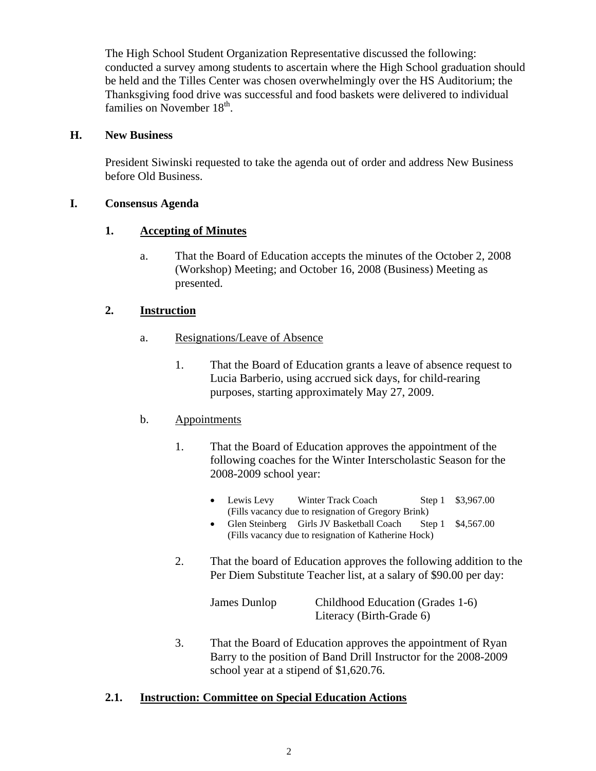The High School Student Organization Representative discussed the following: conducted a survey among students to ascertain where the High School graduation should be held and the Tilles Center was chosen overwhelmingly over the HS Auditorium; the Thanksgiving food drive was successful and food baskets were delivered to individual families on November 18th.

## H. New Business

President Siwinski requested to take the agenda out of order and address New Business before Old Business.

## I. Consensus Agenda

### 1. Accepting of Minutes

a. That the Board of Education accepts the minutes of the October 2, 2008 (Workshop) Meeting; and October 16, 2008 (Business) Meeting as presented.

### 2. Instruction

a. Resignations/Leave of Absence

1. That the Board of Education grants a leave of absence request to Lucia Barberio, using accrued sick days, for child-rearing purposes, starting approximately May 27, 2009.

b. Appointments

1. That the Board of Education approves the appointment of the following coaches for the Winter Interscholastic Season for the 2008-2009 school year:

   - Lewis Levy Winter Track Coach Step 1 $3,967.00
     (Fills vacancy due to resignation of Gregory Brink)
   - Glen Steinberg Girls JV Basketball Coach Step 1 $4,567.00
     (Fills vacancy due to resignation of Katherine Hock)

2. That the board of Education approves the following addition to the Per Diem Substitute Teacher list, at a salary of $90.00 per day:

   James Dunlop Childhood Education (Grades 1-6)
   Literacy (Birth-Grade 6)

3. That the Board of Education approves the appointment of Ryan Barry to the position of Band Drill Instructor for the 2008-2009 school year at a stipend of $1,620.76.

### 2.1. Instruction: Committee on Special Education Actions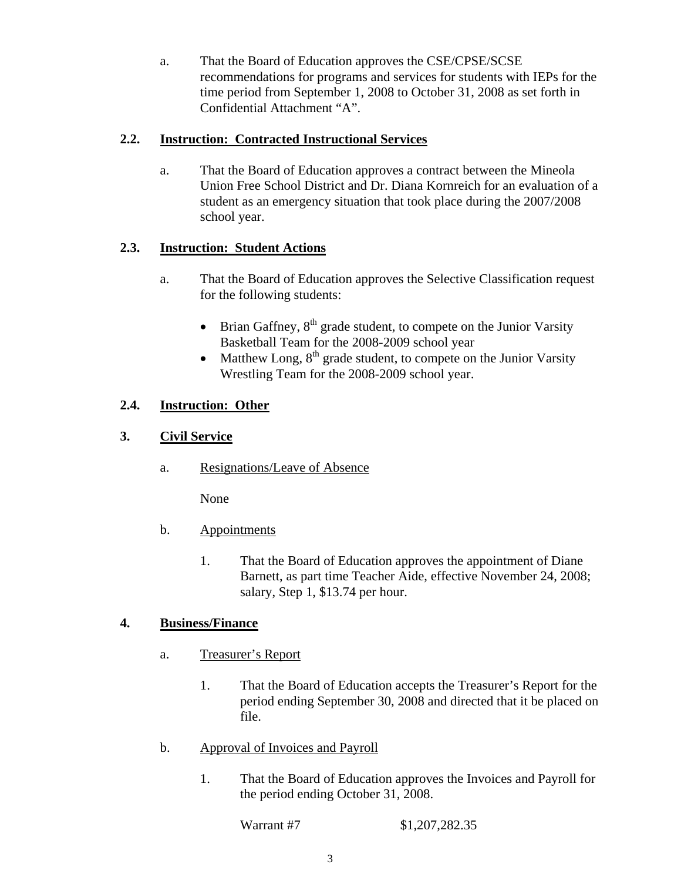a. That the Board of Education approves the CSE/CPSE/SCSE recommendations for programs and services for students with IEPs for the time period from September 1, 2008 to October 31, 2008 as set forth in Confidential Attachment "A".

## 2.2. Instruction: Contracted Instructional Services

a. That the Board of Education approves a contract between the Mineola Union Free School District and Dr. Diana Kornreich for an evaluation of a student as an emergency situation that took place during the 2007/2008 school year.

## 2.3. Instruction: Student Actions

a. That the Board of Education approves the Selective Classification request for the following students:

- Brian Gaffney, 8th grade student, to compete on the Junior Varsity Basketball Team for the 2008-2009 school year
- Matthew Long, 8th grade student, to compete on the Junior Varsity Wrestling Team for the 2008-2009 school year.

## 2.4. Instruction: Other

## 3. Civil Service

a. Resignations/Leave of Absence

None

b. Appointments

1. That the Board of Education approves the appointment of Diane Barnett, as part time Teacher Aide, effective November 24, 2008; salary, Step 1, $13.74 per hour.

## 4. Business/Finance

a. Treasurer's Report

1. That the Board of Education accepts the Treasurer's Report for the period ending September 30, 2008 and directed that it be placed on file.

b. Approval of Invoices and Payroll

1. That the Board of Education approves the Invoices and Payroll for the period ending October 31, 2008.

Warrant #7 $1,207,282.35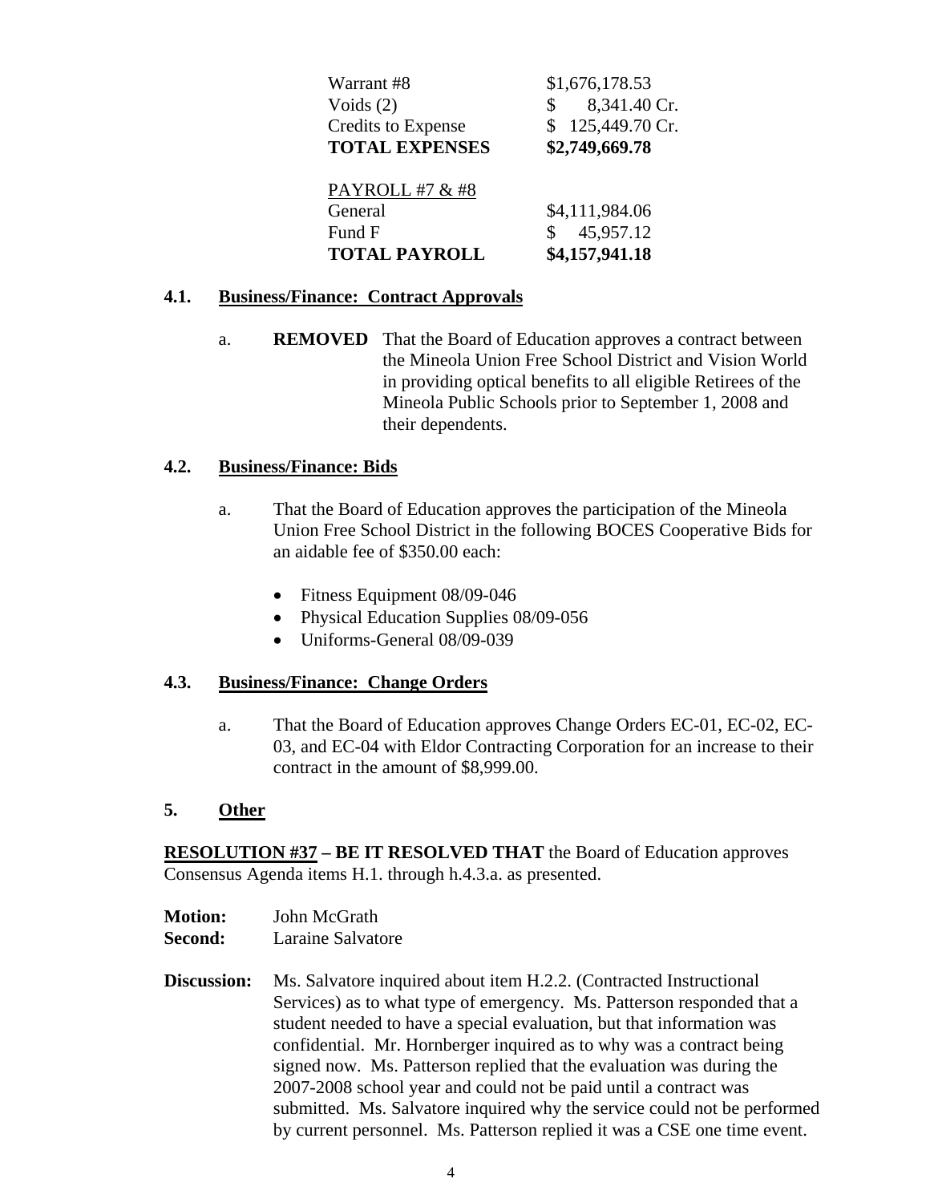| | |
|---|---|
| Warrant #8 | $1,676,178.53 |
| Voids (2) | $ 8,341.40 Cr. |
| Credits to Expense | $ 125,449.70 Cr. |
| **TOTAL EXPENSES** | **$2,749,669.78** |
| | |
| PAYROLL #7 & #8 | |
| General | $4,111,984.06 |
| Fund F | $ 45,957.12 |
| **TOTAL PAYROLL** | **$4,157,941.18** |

**4.1. Business/Finance: Contract Approvals**

a. **REMOVED** That the Board of Education approves a contract between the Mineola Union Free School District and Vision World in providing optical benefits to all eligible Retirees of the Mineola Public Schools prior to September 1, 2008 and their dependents.

**4.2. Business/Finance: Bids**

a. That the Board of Education approves the participation of the Mineola Union Free School District in the following BOCES Cooperative Bids for an aidable fee of $350.00 each:

- Fitness Equipment 08/09-046
- Physical Education Supplies 08/09-056
- Uniforms-General 08/09-039

**4.3. Business/Finance: Change Orders**

a. That the Board of Education approves Change Orders EC-01, EC-02, EC-03, and EC-04 with Eldor Contracting Corporation for an increase to their contract in the amount of $8,999.00.

**5. Other**

**RESOLUTION #37 – BE IT RESOLVED THAT** the Board of Education approves Consensus Agenda items H.1. through h.4.3.a. as presented.

**Motion:** John McGrath
**Second:** Laraine Salvatore

**Discussion:** Ms. Salvatore inquired about item H.2.2. (Contracted Instructional Services) as to what type of emergency. Ms. Patterson responded that a student needed to have a special evaluation, but that information was confidential. Mr. Hornberger inquired as to why was a contract being signed now. Ms. Patterson replied that the evaluation was during the 2007-2008 school year and could not be paid until a contract was submitted. Ms. Salvatore inquired why the service could not be performed by current personnel. Ms. Patterson replied it was a CSE one time event.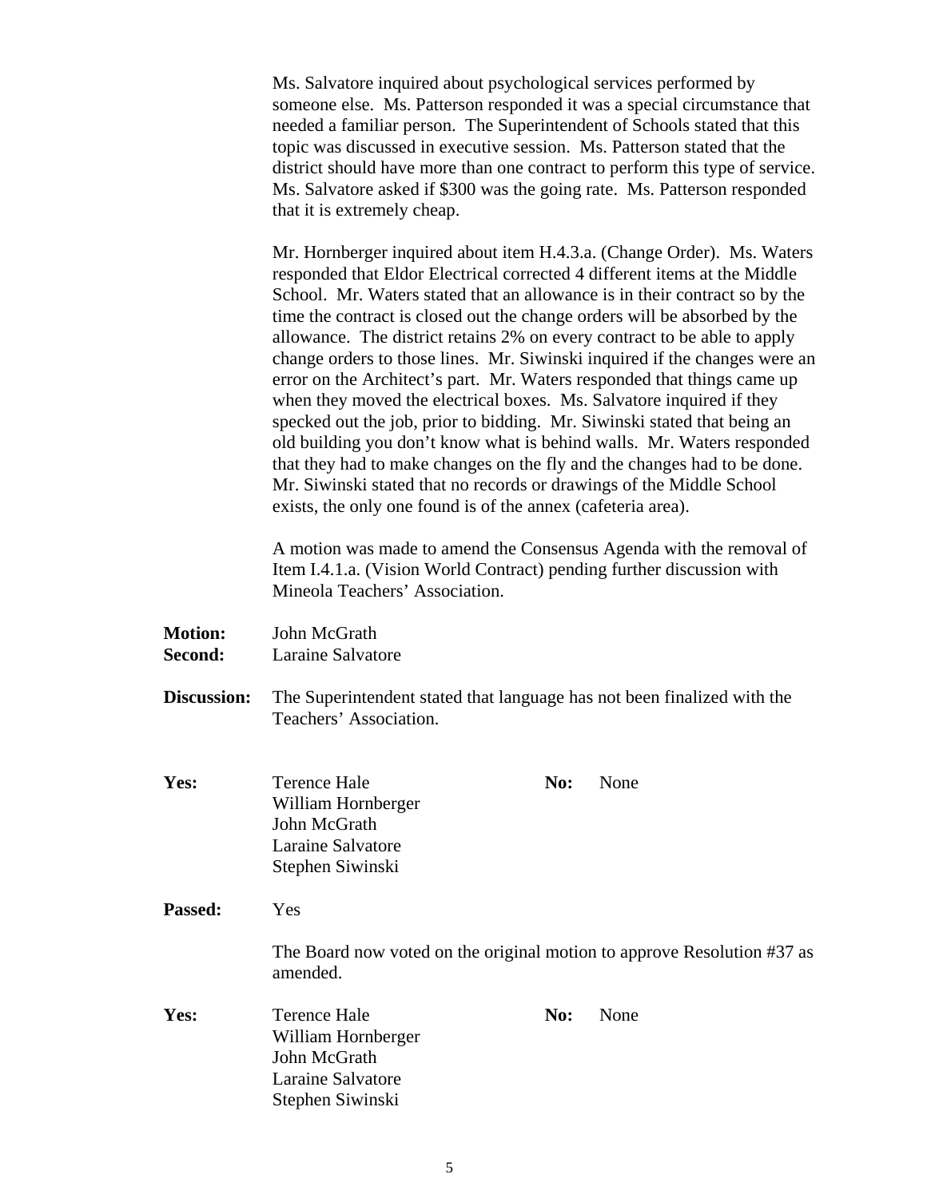Ms. Salvatore inquired about psychological services performed by someone else. Ms. Patterson responded it was a special circumstance that needed a familiar person. The Superintendent of Schools stated that this topic was discussed in executive session. Ms. Patterson stated that the district should have more than one contract to perform this type of service. Ms. Salvatore asked if $300 was the going rate. Ms. Patterson responded that it is extremely cheap.

Mr. Hornberger inquired about item H.4.3.a. (Change Order). Ms. Waters responded that Eldor Electrical corrected 4 different items at the Middle School. Mr. Waters stated that an allowance is in their contract so by the time the contract is closed out the change orders will be absorbed by the allowance. The district retains 2% on every contract to be able to apply change orders to those lines. Mr. Siwinski inquired if the changes were an error on the Architect's part. Mr. Waters responded that things came up when they moved the electrical boxes. Ms. Salvatore inquired if they specked out the job, prior to bidding. Mr. Siwinski stated that being an old building you don't know what is behind walls. Mr. Waters responded that they had to make changes on the fly and the changes had to be done. Mr. Siwinski stated that no records or drawings of the Middle School exists, the only one found is of the annex (cafeteria area).

A motion was made to amend the Consensus Agenda with the removal of Item I.4.1.a. (Vision World Contract) pending further discussion with Mineola Teachers' Association.

**Motion:** John McGrath
**Second:** Laraine Salvatore

**Discussion:** The Superintendent stated that language has not been finalized with the Teachers' Association.

**Yes:** Terence Hale, William Hornberger, John McGrath, Laraine Salvatore, Stephen Siwinski
**No:** None

**Passed:** Yes

The Board now voted on the original motion to approve Resolution #37 as amended.

**Yes:** Terence Hale, William Hornberger, John McGrath, Laraine Salvatore, Stephen Siwinski
**No:** None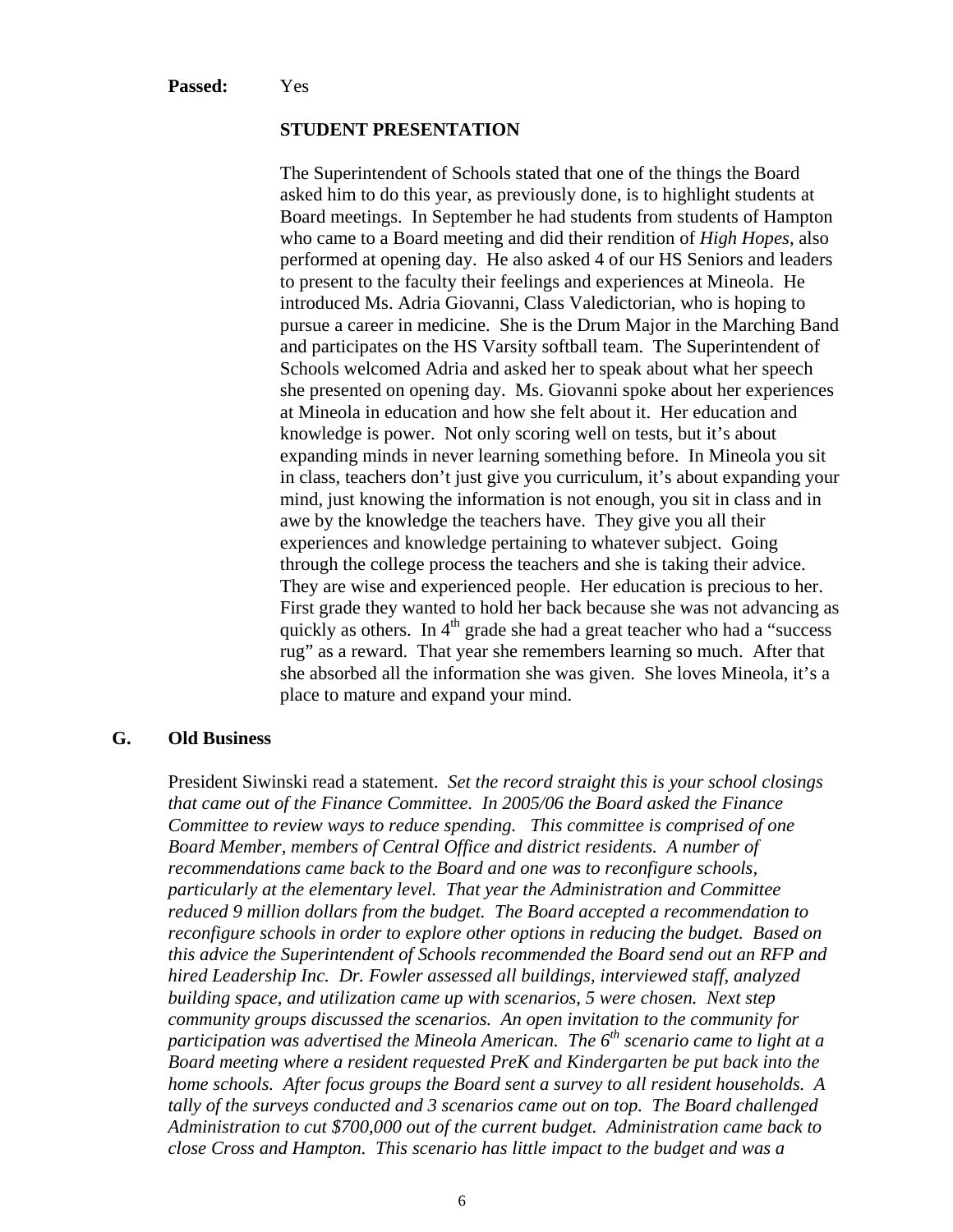**Passed:** Yes

**STUDENT PRESENTATION**

The Superintendent of Schools stated that one of the things the Board asked him to do this year, as previously done, is to highlight students at Board meetings. In September he had students from students of Hampton who came to a Board meeting and did their rendition of *High Hopes*, also performed at opening day. He also asked 4 of our HS Seniors and leaders to present to the faculty their feelings and experiences at Mineola. He introduced Ms. Adria Giovanni, Class Valedictorian, who is hoping to pursue a career in medicine. She is the Drum Major in the Marching Band and participates on the HS Varsity softball team. The Superintendent of Schools welcomed Adria and asked her to speak about what her speech she presented on opening day. Ms. Giovanni spoke about her experiences at Mineola in education and how she felt about it. Her education and knowledge is power. Not only scoring well on tests, but it's about expanding minds in never learning something before. In Mineola you sit in class, teachers don't just give you curriculum, it's about expanding your mind, just knowing the information is not enough, you sit in class and in awe by the knowledge the teachers have. They give you all their experiences and knowledge pertaining to whatever subject. Going through the college process the teachers and she is taking their advice. They are wise and experienced people. Her education is precious to her. First grade they wanted to hold her back because she was not advancing as quickly as others. In 4th grade she had a great teacher who had a "success rug" as a reward. That year she remembers learning so much. After that she absorbed all the information she was given. She loves Mineola, it's a place to mature and expand your mind.

## G. Old Business

President Siwinski read a statement. *Set the record straight this is your school closings that came out of the Finance Committee. In 2005/06 the Board asked the Finance Committee to review ways to reduce spending. This committee is comprised of one Board Member, members of Central Office and district residents. A number of recommendations came back to the Board and one was to reconfigure schools, particularly at the elementary level. That year the Administration and Committee reduced 9 million dollars from the budget. The Board accepted a recommendation to reconfigure schools in order to explore other options in reducing the budget. Based on this advice the Superintendent of Schools recommended the Board send out an RFP and hired Leadership Inc. Dr. Fowler assessed all buildings, interviewed staff, analyzed building space, and utilization came up with scenarios, 5 were chosen. Next step community groups discussed the scenarios. An open invitation to the community for participation was advertised the Mineola American. The 6th scenario came to light at a Board meeting where a resident requested PreK and Kindergarten be put back into the home schools. After focus groups the Board sent a survey to all resident households. A tally of the surveys conducted and 3 scenarios came out on top. The Board challenged Administration to cut $700,000 out of the current budget. Administration came back to close Cross and Hampton. This scenario has little impact to the budget and was a*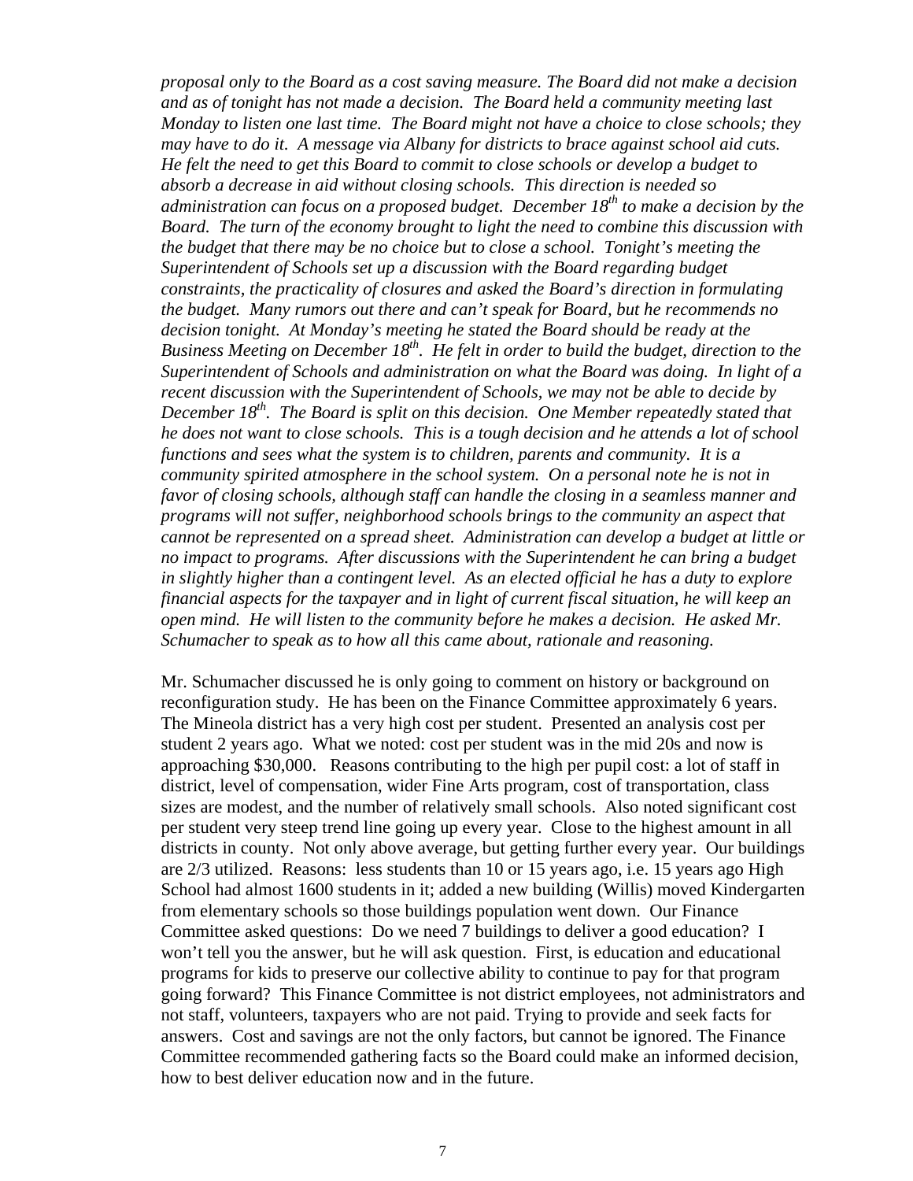*proposal only to the Board as a cost saving measure. The Board did not make a decision and as of tonight has not made a decision. The Board held a community meeting last Monday to listen one last time. The Board might not have a choice to close schools; they may have to do it. A message via Albany for districts to brace against school aid cuts. He felt the need to get this Board to commit to close schools or develop a budget to absorb a decrease in aid without closing schools. This direction is needed so administration can focus on a proposed budget. December 18th to make a decision by the Board. The turn of the economy brought to light the need to combine this discussion with the budget that there may be no choice but to close a school. Tonight's meeting the Superintendent of Schools set up a discussion with the Board regarding budget constraints, the practicality of closures and asked the Board's direction in formulating the budget. Many rumors out there and can't speak for Board, but he recommends no decision tonight. At Monday's meeting he stated the Board should be ready at the Business Meeting on December 18th. He felt in order to build the budget, direction to the Superintendent of Schools and administration on what the Board was doing. In light of a recent discussion with the Superintendent of Schools, we may not be able to decide by December 18th. The Board is split on this decision. One Member repeatedly stated that he does not want to close schools. This is a tough decision and he attends a lot of school functions and sees what the system is to children, parents and community. It is a community spirited atmosphere in the school system. On a personal note he is not in favor of closing schools, although staff can handle the closing in a seamless manner and programs will not suffer, neighborhood schools brings to the community an aspect that cannot be represented on a spread sheet. Administration can develop a budget at little or no impact to programs. After discussions with the Superintendent he can bring a budget in slightly higher than a contingent level. As an elected official he has a duty to explore financial aspects for the taxpayer and in light of current fiscal situation, he will keep an open mind. He will listen to the community before he makes a decision. He asked Mr. Schumacher to speak as to how all this came about, rationale and reasoning.*

Mr. Schumacher discussed he is only going to comment on history or background on reconfiguration study. He has been on the Finance Committee approximately 6 years. The Mineola district has a very high cost per student. Presented an analysis cost per student 2 years ago. What we noted: cost per student was in the mid 20s and now is approaching $30,000. Reasons contributing to the high per pupil cost: a lot of staff in district, level of compensation, wider Fine Arts program, cost of transportation, class sizes are modest, and the number of relatively small schools. Also noted significant cost per student very steep trend line going up every year. Close to the highest amount in all districts in county. Not only above average, but getting further every year. Our buildings are 2/3 utilized. Reasons: less students than 10 or 15 years ago, i.e. 15 years ago High School had almost 1600 students in it; added a new building (Willis) moved Kindergarten from elementary schools so those buildings population went down. Our Finance Committee asked questions: Do we need 7 buildings to deliver a good education? I won't tell you the answer, but he will ask question. First, is education and educational programs for kids to preserve our collective ability to continue to pay for that program going forward? This Finance Committee is not district employees, not administrators and not staff, volunteers, taxpayers who are not paid. Trying to provide and seek facts for answers. Cost and savings are not the only factors, but cannot be ignored. The Finance Committee recommended gathering facts so the Board could make an informed decision, how to best deliver education now and in the future.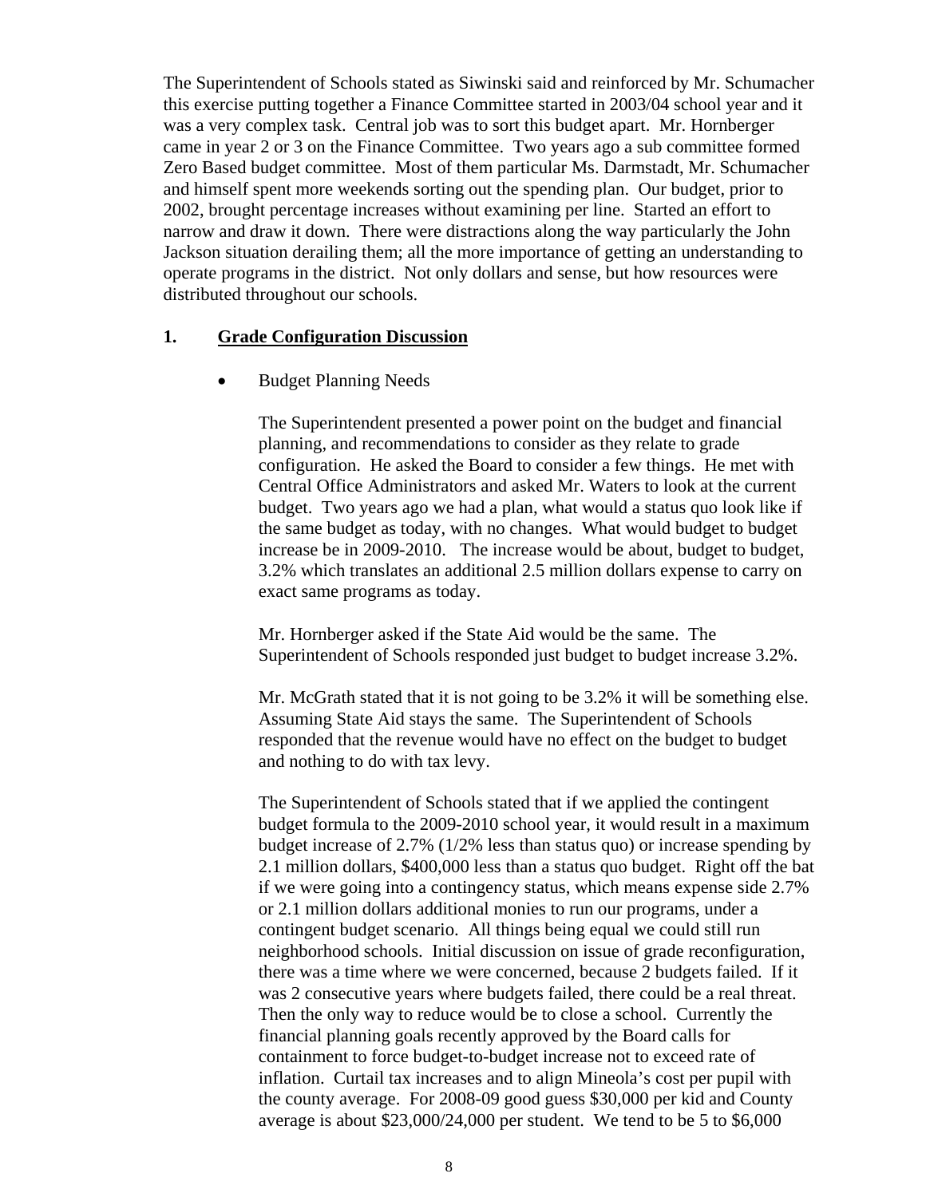The Superintendent of Schools stated as Siwinski said and reinforced by Mr. Schumacher this exercise putting together a Finance Committee started in 2003/04 school year and it was a very complex task. Central job was to sort this budget apart. Mr. Hornberger came in year 2 or 3 on the Finance Committee. Two years ago a sub committee formed Zero Based budget committee. Most of them particular Ms. Darmstadt, Mr. Schumacher and himself spent more weekends sorting out the spending plan. Our budget, prior to 2002, brought percentage increases without examining per line. Started an effort to narrow and draw it down. There were distractions along the way particularly the John Jackson situation derailing them; all the more importance of getting an understanding to operate programs in the district. Not only dollars and sense, but how resources were distributed throughout our schools.

## 1. Grade Configuration Discussion

- Budget Planning Needs

  The Superintendent presented a power point on the budget and financial planning, and recommendations to consider as they relate to grade configuration. He asked the Board to consider a few things. He met with Central Office Administrators and asked Mr. Waters to look at the current budget. Two years ago we had a plan, what would a status quo look like if the same budget as today, with no changes. What would budget to budget increase be in 2009-2010. The increase would be about, budget to budget, 3.2% which translates an additional 2.5 million dollars expense to carry on exact same programs as today.

  Mr. Hornberger asked if the State Aid would be the same. The Superintendent of Schools responded just budget to budget increase 3.2%.

  Mr. McGrath stated that it is not going to be 3.2% it will be something else. Assuming State Aid stays the same. The Superintendent of Schools responded that the revenue would have no effect on the budget to budget and nothing to do with tax levy.

  The Superintendent of Schools stated that if we applied the contingent budget formula to the 2009-2010 school year, it would result in a maximum budget increase of 2.7% (1/2% less than status quo) or increase spending by 2.1 million dollars, $400,000 less than a status quo budget. Right off the bat if we were going into a contingency status, which means expense side 2.7% or 2.1 million dollars additional monies to run our programs, under a contingent budget scenario. All things being equal we could still run neighborhood schools. Initial discussion on issue of grade reconfiguration, there was a time where we were concerned, because 2 budgets failed. If it was 2 consecutive years where budgets failed, there could be a real threat. Then the only way to reduce would be to close a school. Currently the financial planning goals recently approved by the Board calls for containment to force budget-to-budget increase not to exceed rate of inflation. Curtail tax increases and to align Mineola's cost per pupil with the county average. For 2008-09 good guess $30,000 per kid and County average is about $23,000/24,000 per student. We tend to be 5 to $6,000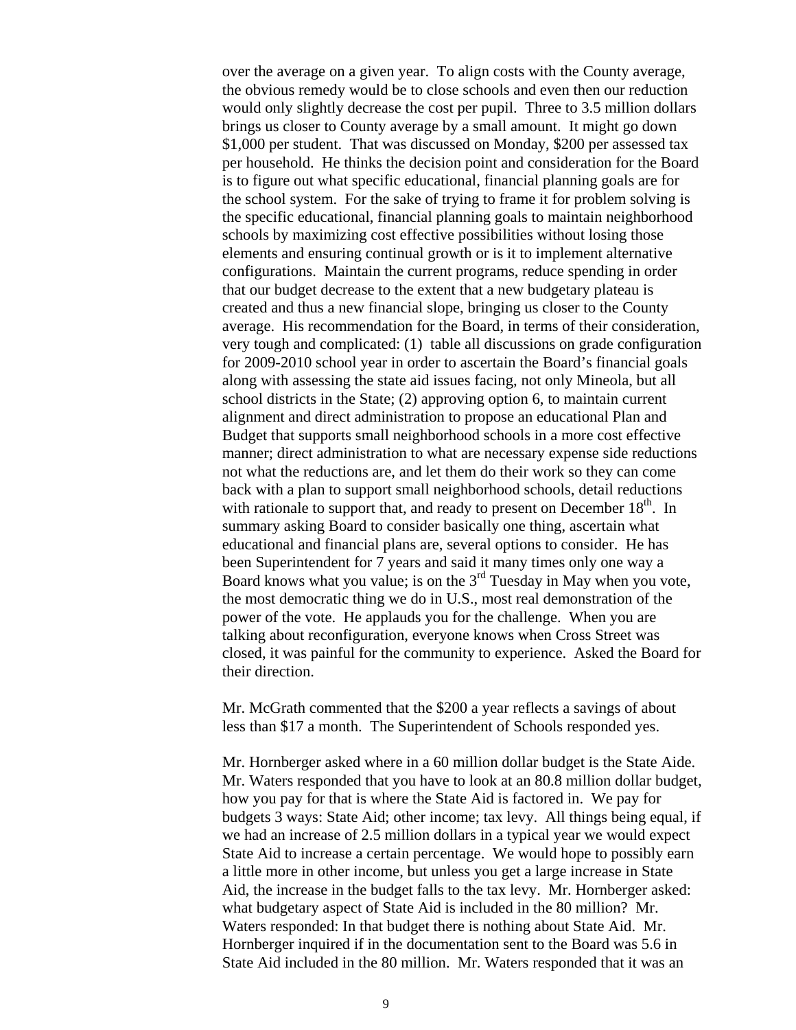over the average on a given year. To align costs with the County average, the obvious remedy would be to close schools and even then our reduction would only slightly decrease the cost per pupil. Three to 3.5 million dollars brings us closer to County average by a small amount. It might go down $1,000 per student. That was discussed on Monday, $200 per assessed tax per household. He thinks the decision point and consideration for the Board is to figure out what specific educational, financial planning goals are for the school system. For the sake of trying to frame it for problem solving is the specific educational, financial planning goals to maintain neighborhood schools by maximizing cost effective possibilities without losing those elements and ensuring continual growth or is it to implement alternative configurations. Maintain the current programs, reduce spending in order that our budget decrease to the extent that a new budgetary plateau is created and thus a new financial slope, bringing us closer to the County average. His recommendation for the Board, in terms of their consideration, very tough and complicated: (1) table all discussions on grade configuration for 2009-2010 school year in order to ascertain the Board's financial goals along with assessing the state aid issues facing, not only Mineola, but all school districts in the State; (2) approving option 6, to maintain current alignment and direct administration to propose an educational Plan and Budget that supports small neighborhood schools in a more cost effective manner; direct administration to what are necessary expense side reductions not what the reductions are, and let them do their work so they can come back with a plan to support small neighborhood schools, detail reductions with rationale to support that, and ready to present on December 18th. In summary asking Board to consider basically one thing, ascertain what educational and financial plans are, several options to consider. He has been Superintendent for 7 years and said it many times only one way a Board knows what you value; is on the 3rd Tuesday in May when you vote, the most democratic thing we do in U.S., most real demonstration of the power of the vote. He applauds you for the challenge. When you are talking about reconfiguration, everyone knows when Cross Street was closed, it was painful for the community to experience. Asked the Board for their direction.

Mr. McGrath commented that the $200 a year reflects a savings of about less than $17 a month. The Superintendent of Schools responded yes.

Mr. Hornberger asked where in a 60 million dollar budget is the State Aide. Mr. Waters responded that you have to look at an 80.8 million dollar budget, how you pay for that is where the State Aid is factored in. We pay for budgets 3 ways: State Aid; other income; tax levy. All things being equal, if we had an increase of 2.5 million dollars in a typical year we would expect State Aid to increase a certain percentage. We would hope to possibly earn a little more in other income, but unless you get a large increase in State Aid, the increase in the budget falls to the tax levy. Mr. Hornberger asked: what budgetary aspect of State Aid is included in the 80 million? Mr. Waters responded: In that budget there is nothing about State Aid. Mr. Hornberger inquired if in the documentation sent to the Board was 5.6 in State Aid included in the 80 million. Mr. Waters responded that it was an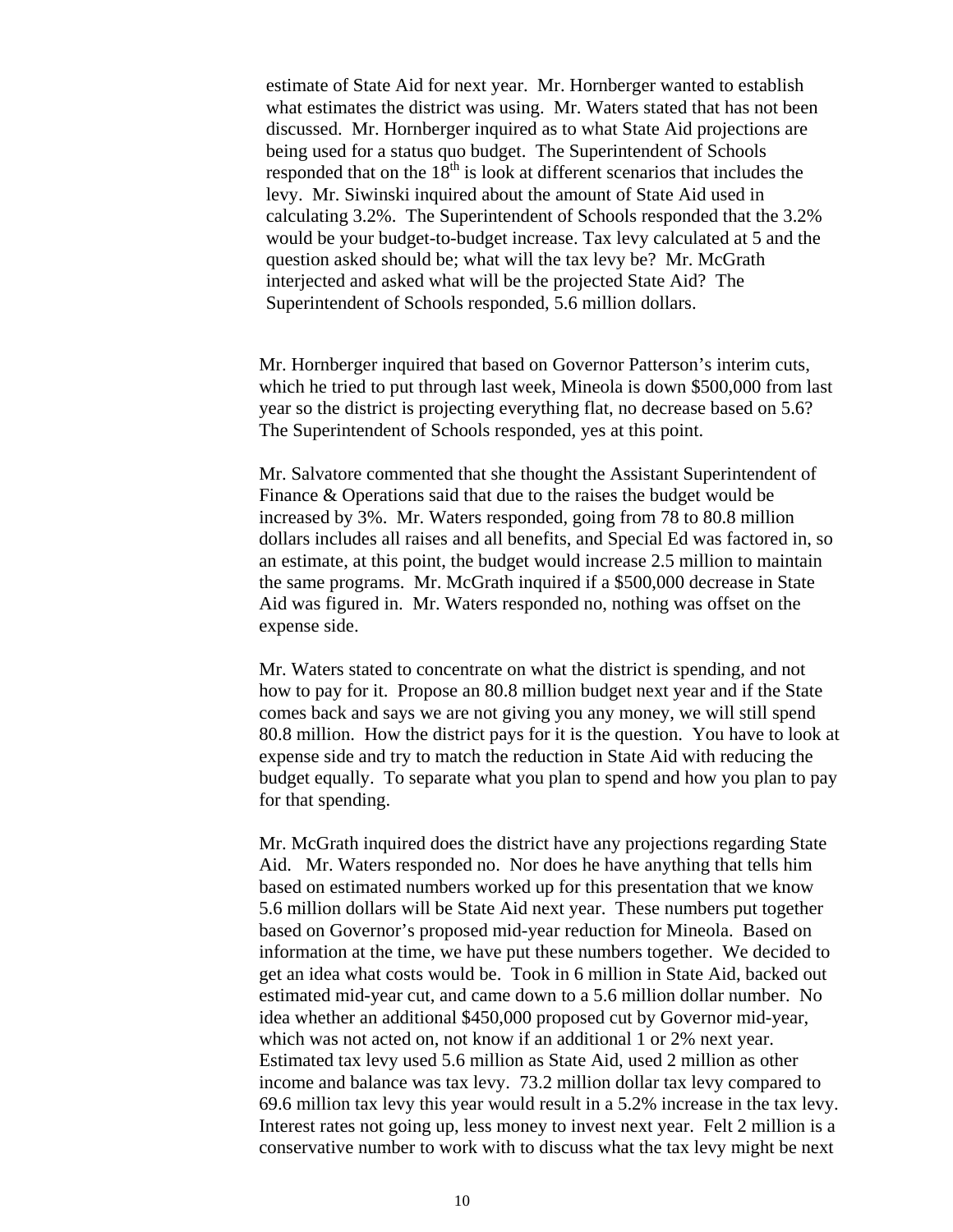estimate of State Aid for next year. Mr. Hornberger wanted to establish what estimates the district was using. Mr. Waters stated that has not been discussed. Mr. Hornberger inquired as to what State Aid projections are being used for a status quo budget. The Superintendent of Schools responded that on the 18th is look at different scenarios that includes the levy. Mr. Siwinski inquired about the amount of State Aid used in calculating 3.2%. The Superintendent of Schools responded that the 3.2% would be your budget-to-budget increase. Tax levy calculated at 5 and the question asked should be; what will the tax levy be? Mr. McGrath interjected and asked what will be the projected State Aid? The Superintendent of Schools responded, 5.6 million dollars.

Mr. Hornberger inquired that based on Governor Patterson's interim cuts, which he tried to put through last week, Mineola is down $500,000 from last year so the district is projecting everything flat, no decrease based on 5.6? The Superintendent of Schools responded, yes at this point.

Mr. Salvatore commented that she thought the Assistant Superintendent of Finance & Operations said that due to the raises the budget would be increased by 3%. Mr. Waters responded, going from 78 to 80.8 million dollars includes all raises and all benefits, and Special Ed was factored in, so an estimate, at this point, the budget would increase 2.5 million to maintain the same programs. Mr. McGrath inquired if a $500,000 decrease in State Aid was figured in. Mr. Waters responded no, nothing was offset on the expense side.

Mr. Waters stated to concentrate on what the district is spending, and not how to pay for it. Propose an 80.8 million budget next year and if the State comes back and says we are not giving you any money, we will still spend 80.8 million. How the district pays for it is the question. You have to look at expense side and try to match the reduction in State Aid with reducing the budget equally. To separate what you plan to spend and how you plan to pay for that spending.

Mr. McGrath inquired does the district have any projections regarding State Aid. Mr. Waters responded no. Nor does he have anything that tells him based on estimated numbers worked up for this presentation that we know 5.6 million dollars will be State Aid next year. These numbers put together based on Governor's proposed mid-year reduction for Mineola. Based on information at the time, we have put these numbers together. We decided to get an idea what costs would be. Took in 6 million in State Aid, backed out estimated mid-year cut, and came down to a 5.6 million dollar number. No idea whether an additional $450,000 proposed cut by Governor mid-year, which was not acted on, not know if an additional 1 or 2% next year. Estimated tax levy used 5.6 million as State Aid, used 2 million as other income and balance was tax levy. 73.2 million dollar tax levy compared to 69.6 million tax levy this year would result in a 5.2% increase in the tax levy. Interest rates not going up, less money to invest next year. Felt 2 million is a conservative number to work with to discuss what the tax levy might be next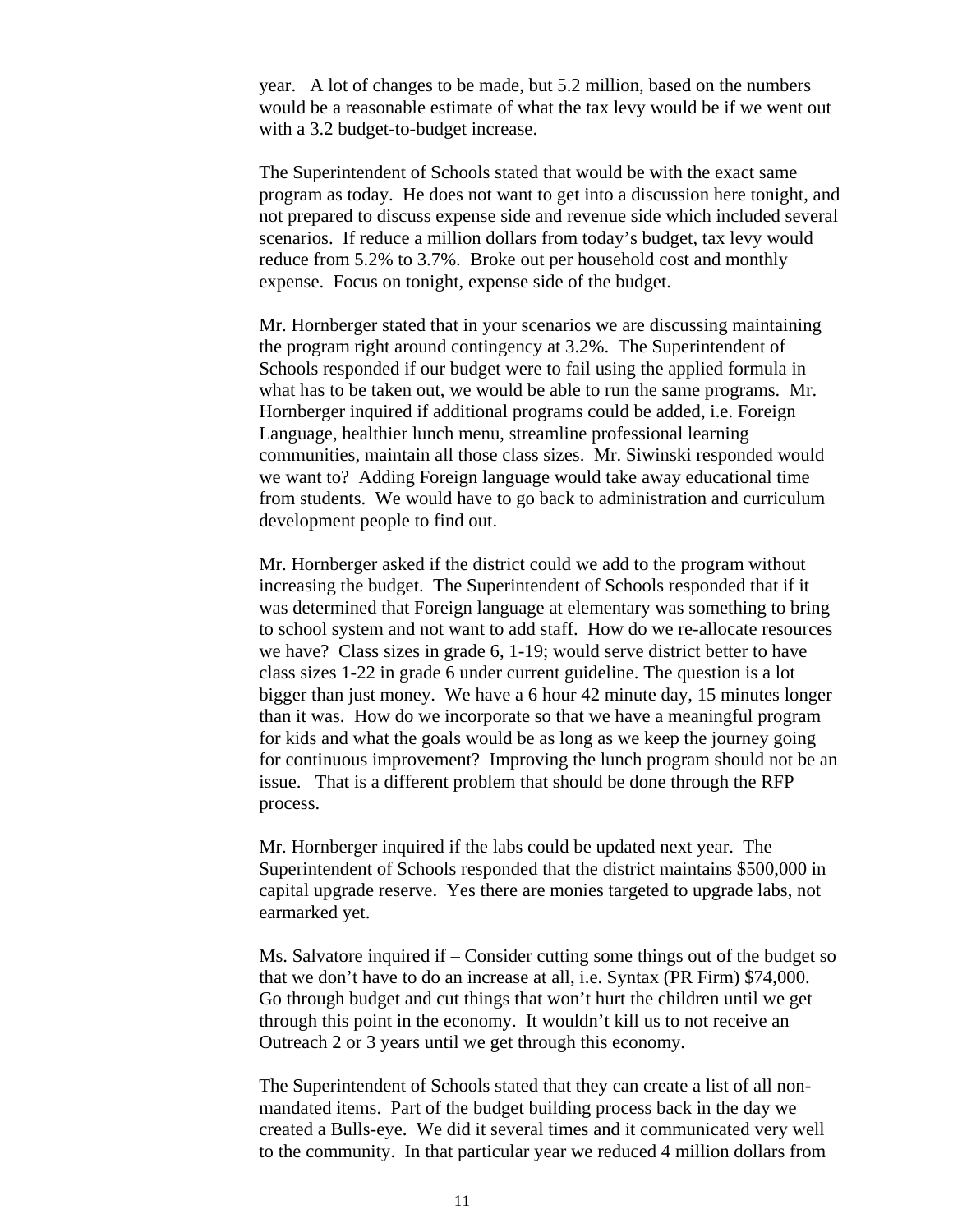year. A lot of changes to be made, but 5.2 million, based on the numbers would be a reasonable estimate of what the tax levy would be if we went out with a 3.2 budget-to-budget increase.

The Superintendent of Schools stated that would be with the exact same program as today. He does not want to get into a discussion here tonight, and not prepared to discuss expense side and revenue side which included several scenarios. If reduce a million dollars from today's budget, tax levy would reduce from 5.2% to 3.7%. Broke out per household cost and monthly expense. Focus on tonight, expense side of the budget.

Mr. Hornberger stated that in your scenarios we are discussing maintaining the program right around contingency at 3.2%. The Superintendent of Schools responded if our budget were to fail using the applied formula in what has to be taken out, we would be able to run the same programs. Mr. Hornberger inquired if additional programs could be added, i.e. Foreign Language, healthier lunch menu, streamline professional learning communities, maintain all those class sizes. Mr. Siwinski responded would we want to? Adding Foreign language would take away educational time from students. We would have to go back to administration and curriculum development people to find out.

Mr. Hornberger asked if the district could we add to the program without increasing the budget. The Superintendent of Schools responded that if it was determined that Foreign language at elementary was something to bring to school system and not want to add staff. How do we re-allocate resources we have? Class sizes in grade 6, 1-19; would serve district better to have class sizes 1-22 in grade 6 under current guideline. The question is a lot bigger than just money. We have a 6 hour 42 minute day, 15 minutes longer than it was. How do we incorporate so that we have a meaningful program for kids and what the goals would be as long as we keep the journey going for continuous improvement? Improving the lunch program should not be an issue. That is a different problem that should be done through the RFP process.

Mr. Hornberger inquired if the labs could be updated next year. The Superintendent of Schools responded that the district maintains $500,000 in capital upgrade reserve. Yes there are monies targeted to upgrade labs, not earmarked yet.

Ms. Salvatore inquired if – Consider cutting some things out of the budget so that we don't have to do an increase at all, i.e. Syntax (PR Firm) $74,000. Go through budget and cut things that won't hurt the children until we get through this point in the economy. It wouldn't kill us to not receive an Outreach 2 or 3 years until we get through this economy.

The Superintendent of Schools stated that they can create a list of all non-mandated items. Part of the budget building process back in the day we created a Bulls-eye. We did it several times and it communicated very well to the community. In that particular year we reduced 4 million dollars from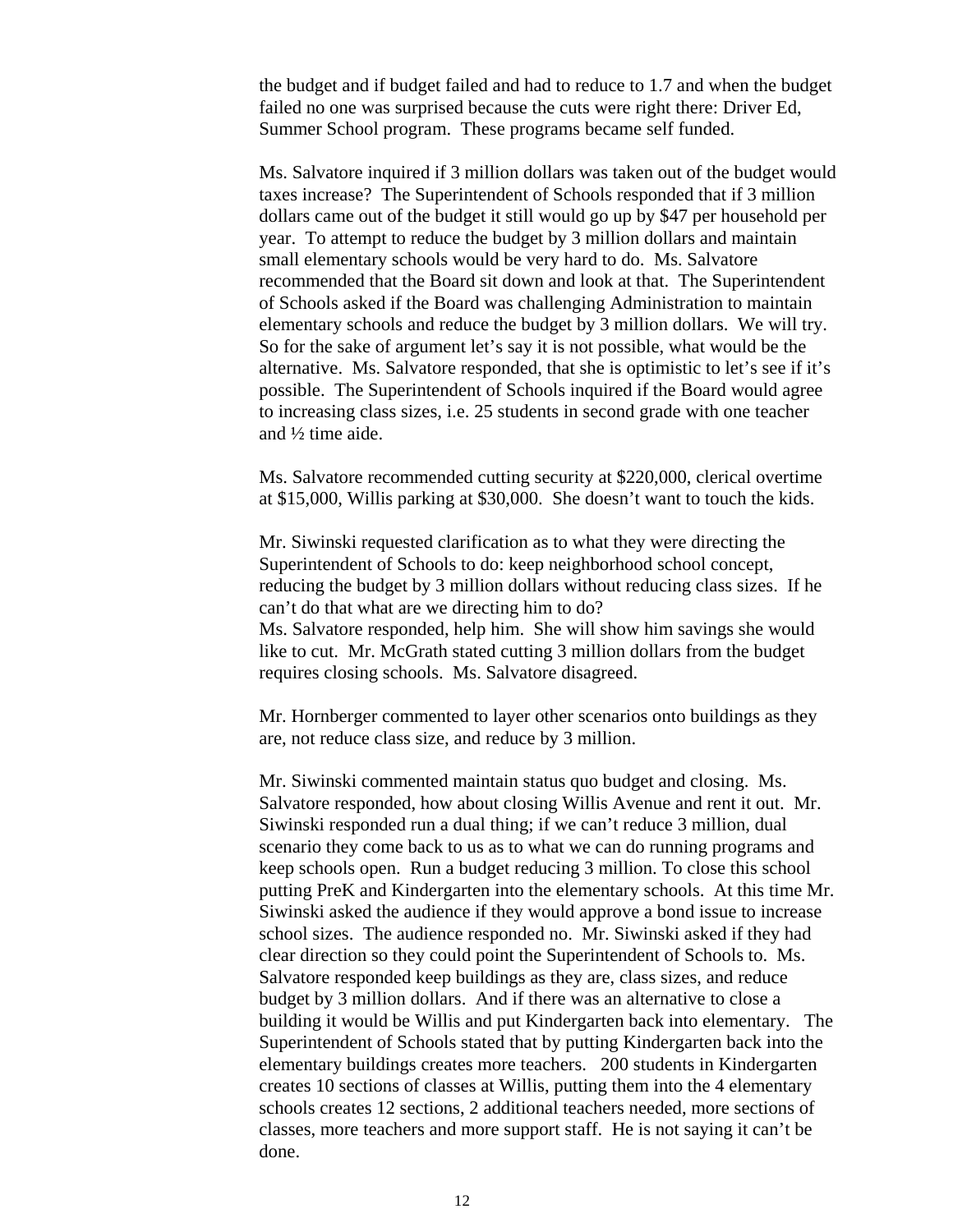the budget and if budget failed and had to reduce to 1.7 and when the budget failed no one was surprised because the cuts were right there: Driver Ed, Summer School program. These programs became self funded.

Ms. Salvatore inquired if 3 million dollars was taken out of the budget would taxes increase? The Superintendent of Schools responded that if 3 million dollars came out of the budget it still would go up by $47 per household per year. To attempt to reduce the budget by 3 million dollars and maintain small elementary schools would be very hard to do. Ms. Salvatore recommended that the Board sit down and look at that. The Superintendent of Schools asked if the Board was challenging Administration to maintain elementary schools and reduce the budget by 3 million dollars. We will try. So for the sake of argument let's say it is not possible, what would be the alternative. Ms. Salvatore responded, that she is optimistic to let's see if it's possible. The Superintendent of Schools inquired if the Board would agree to increasing class sizes, i.e. 25 students in second grade with one teacher and ½ time aide.

Ms. Salvatore recommended cutting security at $220,000, clerical overtime at $15,000, Willis parking at $30,000. She doesn't want to touch the kids.

Mr. Siwinski requested clarification as to what they were directing the Superintendent of Schools to do: keep neighborhood school concept, reducing the budget by 3 million dollars without reducing class sizes. If he can't do that what are we directing him to do?
Ms. Salvatore responded, help him. She will show him savings she would like to cut. Mr. McGrath stated cutting 3 million dollars from the budget requires closing schools. Ms. Salvatore disagreed.

Mr. Hornberger commented to layer other scenarios onto buildings as they are, not reduce class size, and reduce by 3 million.

Mr. Siwinski commented maintain status quo budget and closing. Ms. Salvatore responded, how about closing Willis Avenue and rent it out. Mr. Siwinski responded run a dual thing; if we can't reduce 3 million, dual scenario they come back to us as to what we can do running programs and keep schools open. Run a budget reducing 3 million. To close this school putting PreK and Kindergarten into the elementary schools. At this time Mr. Siwinski asked the audience if they would approve a bond issue to increase school sizes. The audience responded no. Mr. Siwinski asked if they had clear direction so they could point the Superintendent of Schools to. Ms. Salvatore responded keep buildings as they are, class sizes, and reduce budget by 3 million dollars. And if there was an alternative to close a building it would be Willis and put Kindergarten back into elementary. The Superintendent of Schools stated that by putting Kindergarten back into the elementary buildings creates more teachers. 200 students in Kindergarten creates 10 sections of classes at Willis, putting them into the 4 elementary schools creates 12 sections, 2 additional teachers needed, more sections of classes, more teachers and more support staff. He is not saying it can't be done.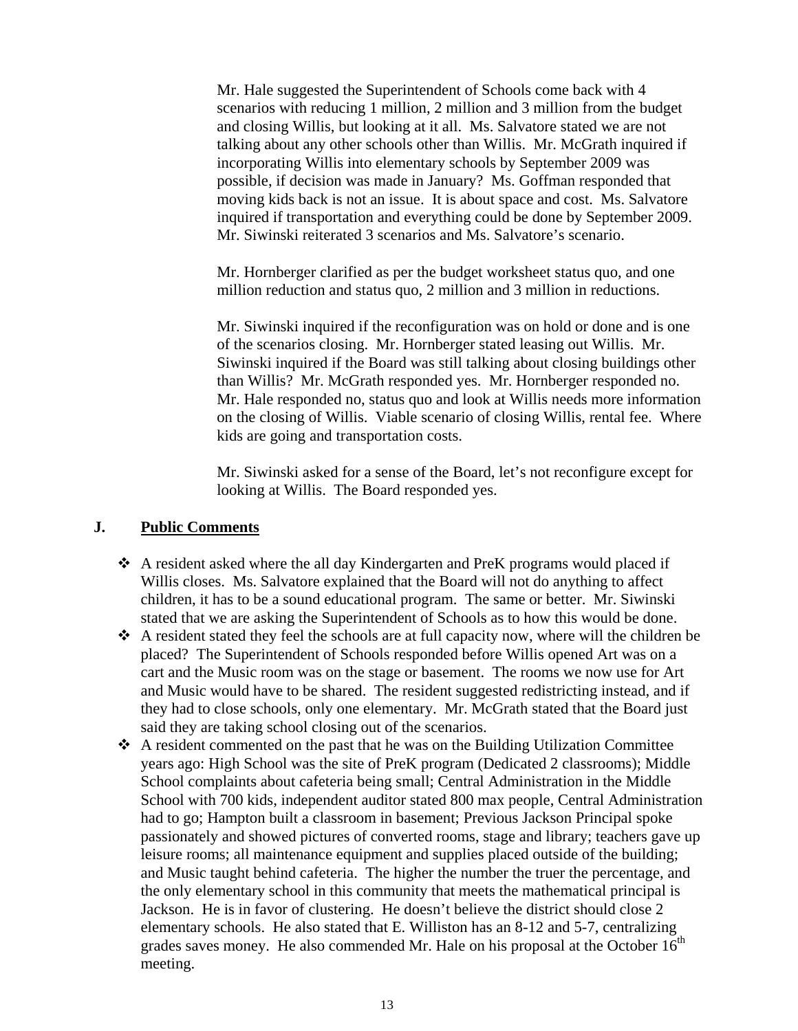Mr. Hale suggested the Superintendent of Schools come back with 4 scenarios with reducing 1 million, 2 million and 3 million from the budget and closing Willis, but looking at it all. Ms. Salvatore stated we are not talking about any other schools other than Willis. Mr. McGrath inquired if incorporating Willis into elementary schools by September 2009 was possible, if decision was made in January? Ms. Goffman responded that moving kids back is not an issue. It is about space and cost. Ms. Salvatore inquired if transportation and everything could be done by September 2009. Mr. Siwinski reiterated 3 scenarios and Ms. Salvatore's scenario.

Mr. Hornberger clarified as per the budget worksheet status quo, and one million reduction and status quo, 2 million and 3 million in reductions.

Mr. Siwinski inquired if the reconfiguration was on hold or done and is one of the scenarios closing. Mr. Hornberger stated leasing out Willis. Mr. Siwinski inquired if the Board was still talking about closing buildings other than Willis? Mr. McGrath responded yes. Mr. Hornberger responded no. Mr. Hale responded no, status quo and look at Willis needs more information on the closing of Willis. Viable scenario of closing Willis, rental fee. Where kids are going and transportation costs.

Mr. Siwinski asked for a sense of the Board, let's not reconfigure except for looking at Willis. The Board responded yes.

## J. Public Comments

- A resident asked where the all day Kindergarten and PreK programs would placed if Willis closes. Ms. Salvatore explained that the Board will not do anything to affect children, it has to be a sound educational program. The same or better. Mr. Siwinski stated that we are asking the Superintendent of Schools as to how this would be done.
- A resident stated they feel the schools are at full capacity now, where will the children be placed? The Superintendent of Schools responded before Willis opened Art was on a cart and the Music room was on the stage or basement. The rooms we now use for Art and Music would have to be shared. The resident suggested redistricting instead, and if they had to close schools, only one elementary. Mr. McGrath stated that the Board just said they are taking school closing out of the scenarios.
- A resident commented on the past that he was on the Building Utilization Committee years ago: High School was the site of PreK program (Dedicated 2 classrooms); Middle School complaints about cafeteria being small; Central Administration in the Middle School with 700 kids, independent auditor stated 800 max people, Central Administration had to go; Hampton built a classroom in basement; Previous Jackson Principal spoke passionately and showed pictures of converted rooms, stage and library; teachers gave up leisure rooms; all maintenance equipment and supplies placed outside of the building; and Music taught behind cafeteria. The higher the number the truer the percentage, and the only elementary school in this community that meets the mathematical principal is Jackson. He is in favor of clustering. He doesn't believe the district should close 2 elementary schools. He also stated that E. Williston has an 8-12 and 5-7, centralizing grades saves money. He also commended Mr. Hale on his proposal at the October 16th meeting.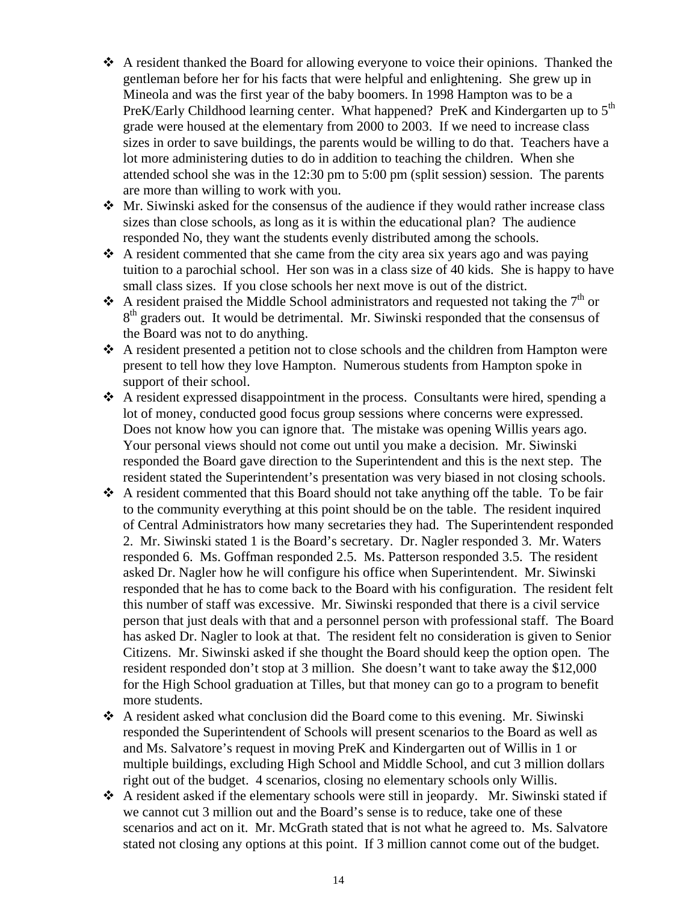- A resident thanked the Board for allowing everyone to voice their opinions. Thanked the gentleman before her for his facts that were helpful and enlightening. She grew up in Mineola and was the first year of the baby boomers. In 1998 Hampton was to be a PreK/Early Childhood learning center. What happened? PreK and Kindergarten up to 5th grade were housed at the elementary from 2000 to 2003. If we need to increase class sizes in order to save buildings, the parents would be willing to do that. Teachers have a lot more administering duties to do in addition to teaching the children. When she attended school she was in the 12:30 pm to 5:00 pm (split session) session. The parents are more than willing to work with you.
- Mr. Siwinski asked for the consensus of the audience if they would rather increase class sizes than close schools, as long as it is within the educational plan? The audience responded No, they want the students evenly distributed among the schools.
- A resident commented that she came from the city area six years ago and was paying tuition to a parochial school. Her son was in a class size of 40 kids. She is happy to have small class sizes. If you close schools her next move is out of the district.
- A resident praised the Middle School administrators and requested not taking the 7th or 8th graders out. It would be detrimental. Mr. Siwinski responded that the consensus of the Board was not to do anything.
- A resident presented a petition not to close schools and the children from Hampton were present to tell how they love Hampton. Numerous students from Hampton spoke in support of their school.
- A resident expressed disappointment in the process. Consultants were hired, spending a lot of money, conducted good focus group sessions where concerns were expressed. Does not know how you can ignore that. The mistake was opening Willis years ago. Your personal views should not come out until you make a decision. Mr. Siwinski responded the Board gave direction to the Superintendent and this is the next step. The resident stated the Superintendent's presentation was very biased in not closing schools.
- A resident commented that this Board should not take anything off the table. To be fair to the community everything at this point should be on the table. The resident inquired of Central Administrators how many secretaries they had. The Superintendent responded 2. Mr. Siwinski stated 1 is the Board's secretary. Dr. Nagler responded 3. Mr. Waters responded 6. Ms. Goffman responded 2.5. Ms. Patterson responded 3.5. The resident asked Dr. Nagler how he will configure his office when Superintendent. Mr. Siwinski responded that he has to come back to the Board with his configuration. The resident felt this number of staff was excessive. Mr. Siwinski responded that there is a civil service person that just deals with that and a personnel person with professional staff. The Board has asked Dr. Nagler to look at that. The resident felt no consideration is given to Senior Citizens. Mr. Siwinski asked if she thought the Board should keep the option open. The resident responded don't stop at 3 million. She doesn't want to take away the $12,000 for the High School graduation at Tilles, but that money can go to a program to benefit more students.
- A resident asked what conclusion did the Board come to this evening. Mr. Siwinski responded the Superintendent of Schools will present scenarios to the Board as well as and Ms. Salvatore's request in moving PreK and Kindergarten out of Willis in 1 or multiple buildings, excluding High School and Middle School, and cut 3 million dollars right out of the budget. 4 scenarios, closing no elementary schools only Willis.
- A resident asked if the elementary schools were still in jeopardy. Mr. Siwinski stated if we cannot cut 3 million out and the Board's sense is to reduce, take one of these scenarios and act on it. Mr. McGrath stated that is not what he agreed to. Ms. Salvatore stated not closing any options at this point. If 3 million cannot come out of the budget.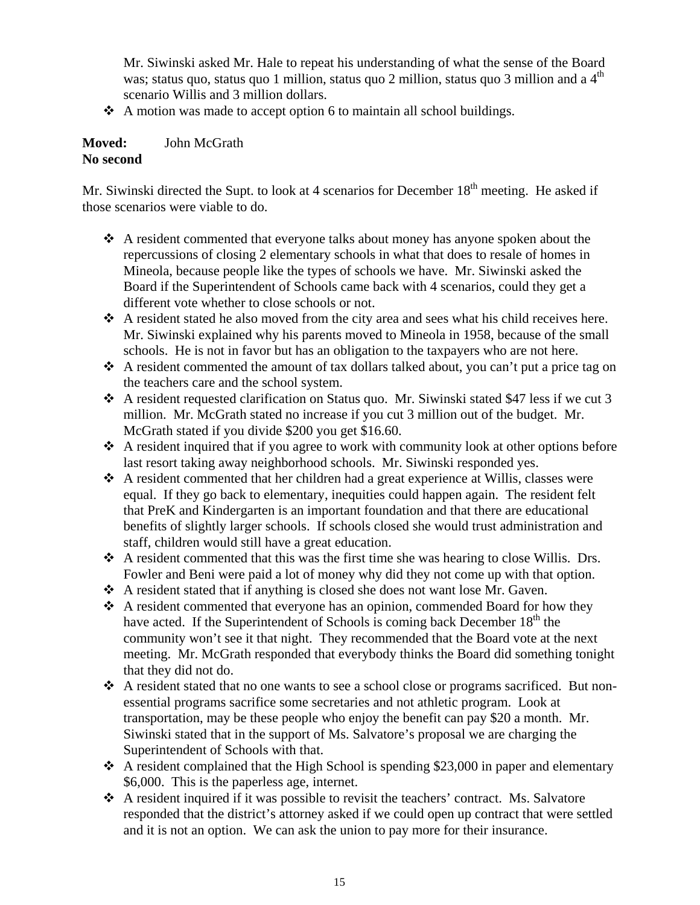Mr. Siwinski asked Mr. Hale to repeat his understanding of what the sense of the Board was; status quo, status quo 1 million, status quo 2 million, status quo 3 million and a 4th scenario Willis and 3 million dollars.

- A motion was made to accept option 6 to maintain all school buildings.

**Moved:** John McGrath
**No second**

Mr. Siwinski directed the Supt. to look at 4 scenarios for December 18th meeting. He asked if those scenarios were viable to do.

- A resident commented that everyone talks about money has anyone spoken about the repercussions of closing 2 elementary schools in what that does to resale of homes in Mineola, because people like the types of schools we have. Mr. Siwinski asked the Board if the Superintendent of Schools came back with 4 scenarios, could they get a different vote whether to close schools or not.
- A resident stated he also moved from the city area and sees what his child receives here. Mr. Siwinski explained why his parents moved to Mineola in 1958, because of the small schools. He is not in favor but has an obligation to the taxpayers who are not here.
- A resident commented the amount of tax dollars talked about, you can't put a price tag on the teachers care and the school system.
- A resident requested clarification on Status quo. Mr. Siwinski stated $47 less if we cut 3 million. Mr. McGrath stated no increase if you cut 3 million out of the budget. Mr. McGrath stated if you divide $200 you get $16.60.
- A resident inquired that if you agree to work with community look at other options before last resort taking away neighborhood schools. Mr. Siwinski responded yes.
- A resident commented that her children had a great experience at Willis, classes were equal. If they go back to elementary, inequities could happen again. The resident felt that PreK and Kindergarten is an important foundation and that there are educational benefits of slightly larger schools. If schools closed she would trust administration and staff, children would still have a great education.
- A resident commented that this was the first time she was hearing to close Willis. Drs. Fowler and Beni were paid a lot of money why did they not come up with that option.
- A resident stated that if anything is closed she does not want lose Mr. Gaven.
- A resident commented that everyone has an opinion, commended Board for how they have acted. If the Superintendent of Schools is coming back December 18th the community won't see it that night. They recommended that the Board vote at the next meeting. Mr. McGrath responded that everybody thinks the Board did something tonight that they did not do.
- A resident stated that no one wants to see a school close or programs sacrificed. But non-essential programs sacrifice some secretaries and not athletic program. Look at transportation, may be these people who enjoy the benefit can pay $20 a month. Mr. Siwinski stated that in the support of Ms. Salvatore's proposal we are charging the Superintendent of Schools with that.
- A resident complained that the High School is spending $23,000 in paper and elementary $6,000. This is the paperless age, internet.
- A resident inquired if it was possible to revisit the teachers' contract. Ms. Salvatore responded that the district's attorney asked if we could open up contract that were settled and it is not an option. We can ask the union to pay more for their insurance.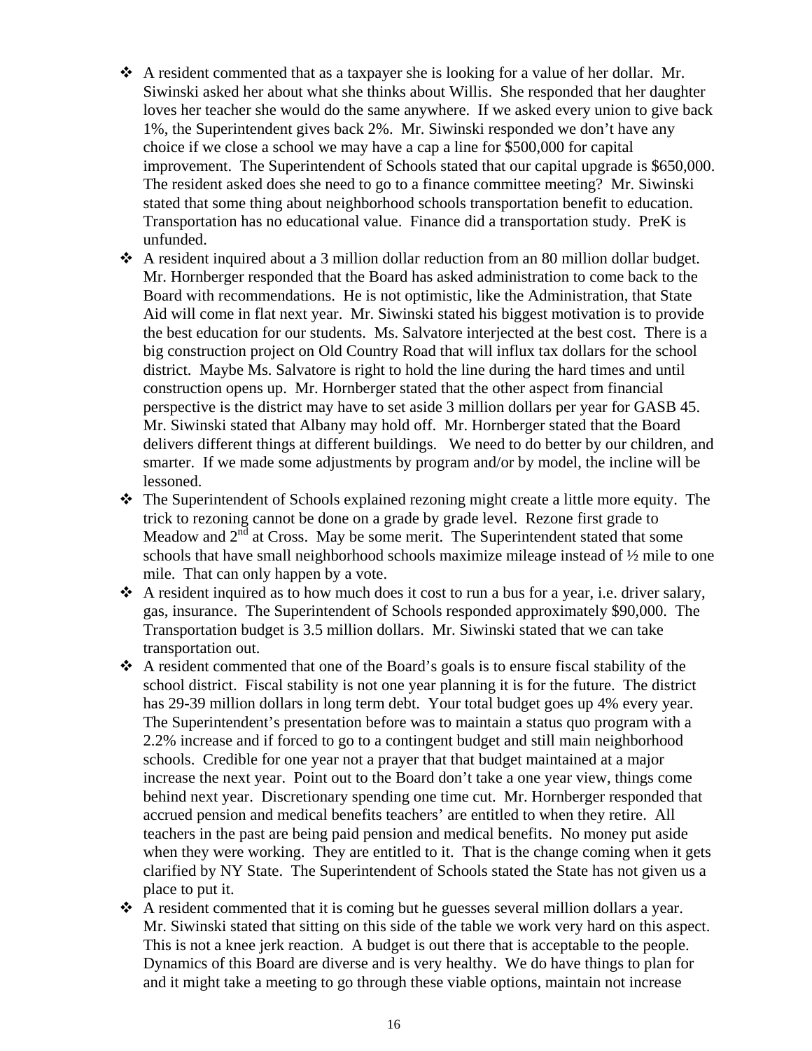- A resident commented that as a taxpayer she is looking for a value of her dollar. Mr. Siwinski asked her about what she thinks about Willis. She responded that her daughter loves her teacher she would do the same anywhere. If we asked every union to give back 1%, the Superintendent gives back 2%. Mr. Siwinski responded we don't have any choice if we close a school we may have a cap a line for $500,000 for capital improvement. The Superintendent of Schools stated that our capital upgrade is $650,000. The resident asked does she need to go to a finance committee meeting? Mr. Siwinski stated that some thing about neighborhood schools transportation benefit to education. Transportation has no educational value. Finance did a transportation study. PreK is unfunded.
- A resident inquired about a 3 million dollar reduction from an 80 million dollar budget. Mr. Hornberger responded that the Board has asked administration to come back to the Board with recommendations. He is not optimistic, like the Administration, that State Aid will come in flat next year. Mr. Siwinski stated his biggest motivation is to provide the best education for our students. Ms. Salvatore interjected at the best cost. There is a big construction project on Old Country Road that will influx tax dollars for the school district. Maybe Ms. Salvatore is right to hold the line during the hard times and until construction opens up. Mr. Hornberger stated that the other aspect from financial perspective is the district may have to set aside 3 million dollars per year for GASB 45. Mr. Siwinski stated that Albany may hold off. Mr. Hornberger stated that the Board delivers different things at different buildings. We need to do better by our children, and smarter. If we made some adjustments by program and/or by model, the incline will be lessoned.
- The Superintendent of Schools explained rezoning might create a little more equity. The trick to rezoning cannot be done on a grade by grade level. Rezone first grade to Meadow and 2nd at Cross. May be some merit. The Superintendent stated that some schools that have small neighborhood schools maximize mileage instead of ½ mile to one mile. That can only happen by a vote.
- A resident inquired as to how much does it cost to run a bus for a year, i.e. driver salary, gas, insurance. The Superintendent of Schools responded approximately $90,000. The Transportation budget is 3.5 million dollars. Mr. Siwinski stated that we can take transportation out.
- A resident commented that one of the Board's goals is to ensure fiscal stability of the school district. Fiscal stability is not one year planning it is for the future. The district has 29-39 million dollars in long term debt. Your total budget goes up 4% every year. The Superintendent's presentation before was to maintain a status quo program with a 2.2% increase and if forced to go to a contingent budget and still main neighborhood schools. Credible for one year not a prayer that that budget maintained at a major increase the next year. Point out to the Board don't take a one year view, things come behind next year. Discretionary spending one time cut. Mr. Hornberger responded that accrued pension and medical benefits teachers' are entitled to when they retire. All teachers in the past are being paid pension and medical benefits. No money put aside when they were working. They are entitled to it. That is the change coming when it gets clarified by NY State. The Superintendent of Schools stated the State has not given us a place to put it.
- A resident commented that it is coming but he guesses several million dollars a year. Mr. Siwinski stated that sitting on this side of the table we work very hard on this aspect. This is not a knee jerk reaction. A budget is out there that is acceptable to the people. Dynamics of this Board are diverse and is very healthy. We do have things to plan for and it might take a meeting to go through these viable options, maintain not increase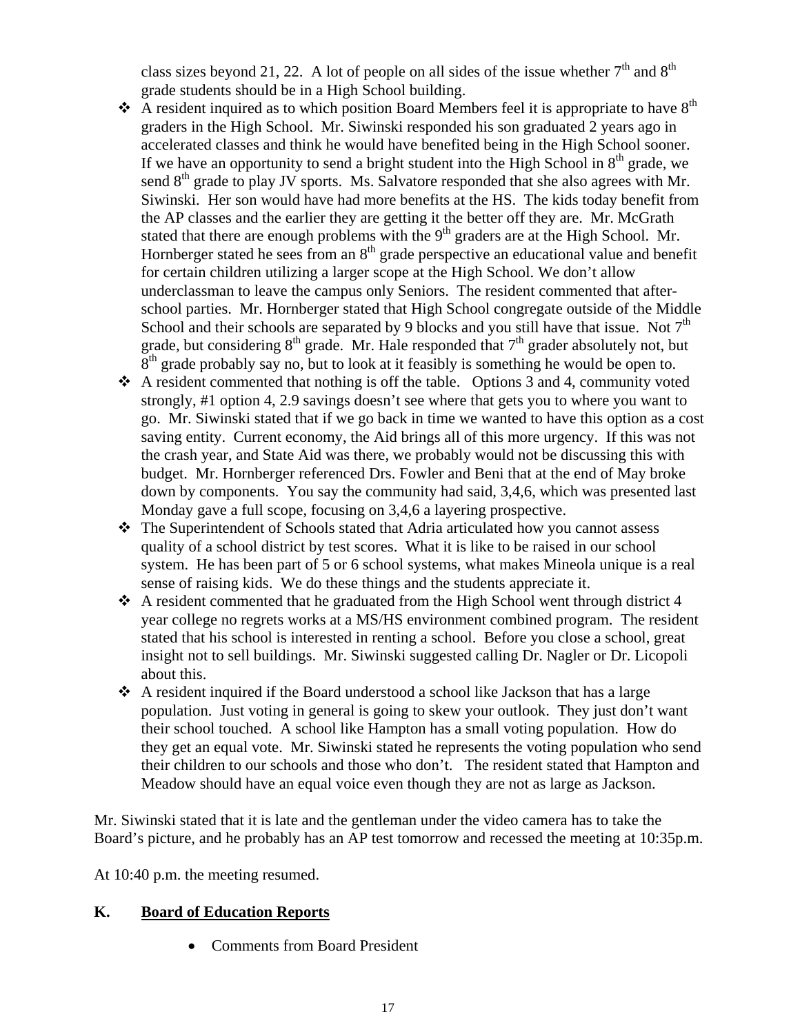class sizes beyond 21, 22. A lot of people on all sides of the issue whether 7th and 8th grade students should be in a High School building.

- A resident inquired as to which position Board Members feel it is appropriate to have 8th graders in the High School. Mr. Siwinski responded his son graduated 2 years ago in accelerated classes and think he would have benefited being in the High School sooner. If we have an opportunity to send a bright student into the High School in 8th grade, we send 8th grade to play JV sports. Ms. Salvatore responded that she also agrees with Mr. Siwinski. Her son would have had more benefits at the HS. The kids today benefit from the AP classes and the earlier they are getting it the better off they are. Mr. McGrath stated that there are enough problems with the 9th graders are at the High School. Mr. Hornberger stated he sees from an 8th grade perspective an educational value and benefit for certain children utilizing a larger scope at the High School. We don't allow underclassman to leave the campus only Seniors. The resident commented that after-school parties. Mr. Hornberger stated that High School congregate outside of the Middle School and their schools are separated by 9 blocks and you still have that issue. Not 7th grade, but considering 8th grade. Mr. Hale responded that 7th grader absolutely not, but 8th grade probably say no, but to look at it feasibly is something he would be open to.
- A resident commented that nothing is off the table. Options 3 and 4, community voted strongly, #1 option 4, 2.9 savings doesn't see where that gets you to where you want to go. Mr. Siwinski stated that if we go back in time we wanted to have this option as a cost saving entity. Current economy, the Aid brings all of this more urgency. If this was not the crash year, and State Aid was there, we probably would not be discussing this with budget. Mr. Hornberger referenced Drs. Fowler and Beni that at the end of May broke down by components. You say the community had said, 3,4,6, which was presented last Monday gave a full scope, focusing on 3,4,6 a layering prospective.
- The Superintendent of Schools stated that Adria articulated how you cannot assess quality of a school district by test scores. What it is like to be raised in our school system. He has been part of 5 or 6 school systems, what makes Mineola unique is a real sense of raising kids. We do these things and the students appreciate it.
- A resident commented that he graduated from the High School went through district 4 year college no regrets works at a MS/HS environment combined program. The resident stated that his school is interested in renting a school. Before you close a school, great insight not to sell buildings. Mr. Siwinski suggested calling Dr. Nagler or Dr. Licopoli about this.
- A resident inquired if the Board understood a school like Jackson that has a large population. Just voting in general is going to skew your outlook. They just don't want their school touched. A school like Hampton has a small voting population. How do they get an equal vote. Mr. Siwinski stated he represents the voting population who send their children to our schools and those who don't. The resident stated that Hampton and Meadow should have an equal voice even though they are not as large as Jackson.

Mr. Siwinski stated that it is late and the gentleman under the video camera has to take the Board's picture, and he probably has an AP test tomorrow and recessed the meeting at 10:35p.m.

At 10:40 p.m. the meeting resumed.

## K. Board of Education Reports

- Comments from Board President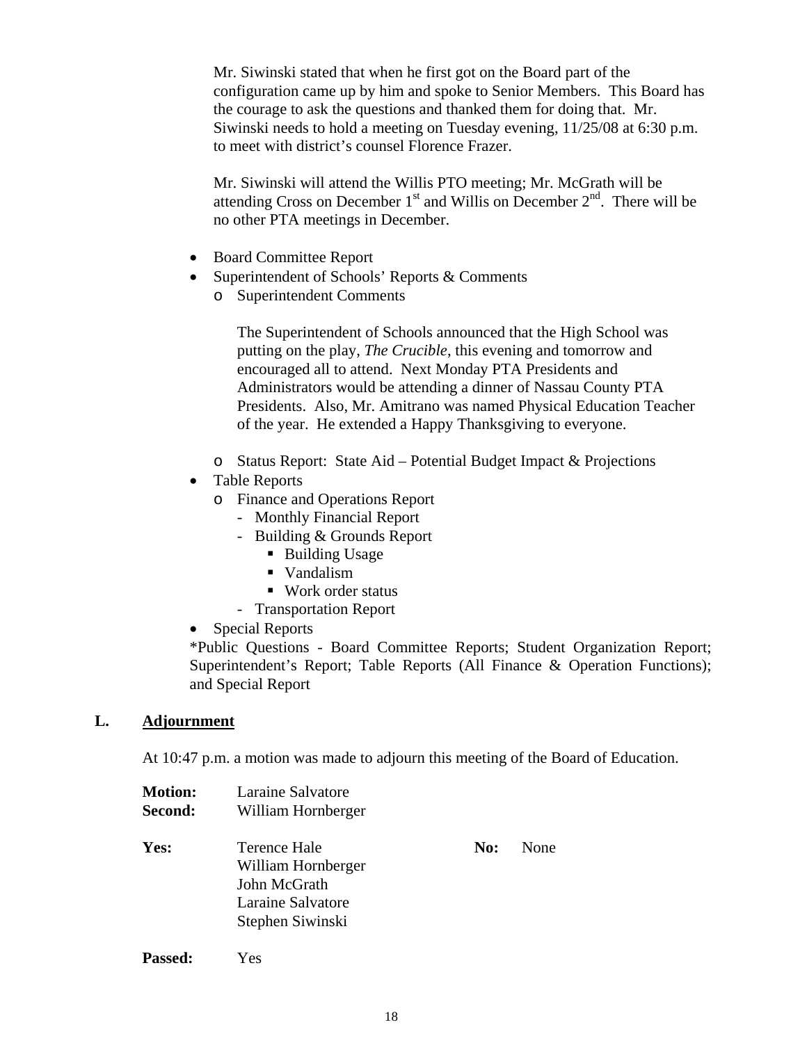Mr. Siwinski stated that when he first got on the Board part of the configuration came up by him and spoke to Senior Members. This Board has the courage to ask the questions and thanked them for doing that. Mr. Siwinski needs to hold a meeting on Tuesday evening, 11/25/08 at 6:30 p.m. to meet with district's counsel Florence Frazer.

Mr. Siwinski will attend the Willis PTO meeting; Mr. McGrath will be attending Cross on December 1st and Willis on December 2nd. There will be no other PTA meetings in December.

- Board Committee Report
- Superintendent of Schools' Reports & Comments
  - Superintendent Comments

    The Superintendent of Schools announced that the High School was putting on the play, *The Crucible*, this evening and tomorrow and encouraged all to attend. Next Monday PTA Presidents and Administrators would be attending a dinner of Nassau County PTA Presidents. Also, Mr. Amitrano was named Physical Education Teacher of the year. He extended a Happy Thanksgiving to everyone.

  - Status Report: State Aid – Potential Budget Impact & Projections
- Table Reports
  - Finance and Operations Report
    - Monthly Financial Report
    - Building & Grounds Report
      - Building Usage
      - Vandalism
      - Work order status
    - Transportation Report
- Special Reports

*Public Questions - Board Committee Reports; Student Organization Report; Superintendent's Report; Table Reports (All Finance & Operation Functions); and Special Report

## L. Adjournment

At 10:47 p.m. a motion was made to adjourn this meeting of the Board of Education.

**Motion:** Laraine Salvatore
**Second:** William Hornberger

**Yes:** Terence Hale, William Hornberger, John McGrath, Laraine Salvatore, Stephen Siwinski

**No:** None

**Passed:** Yes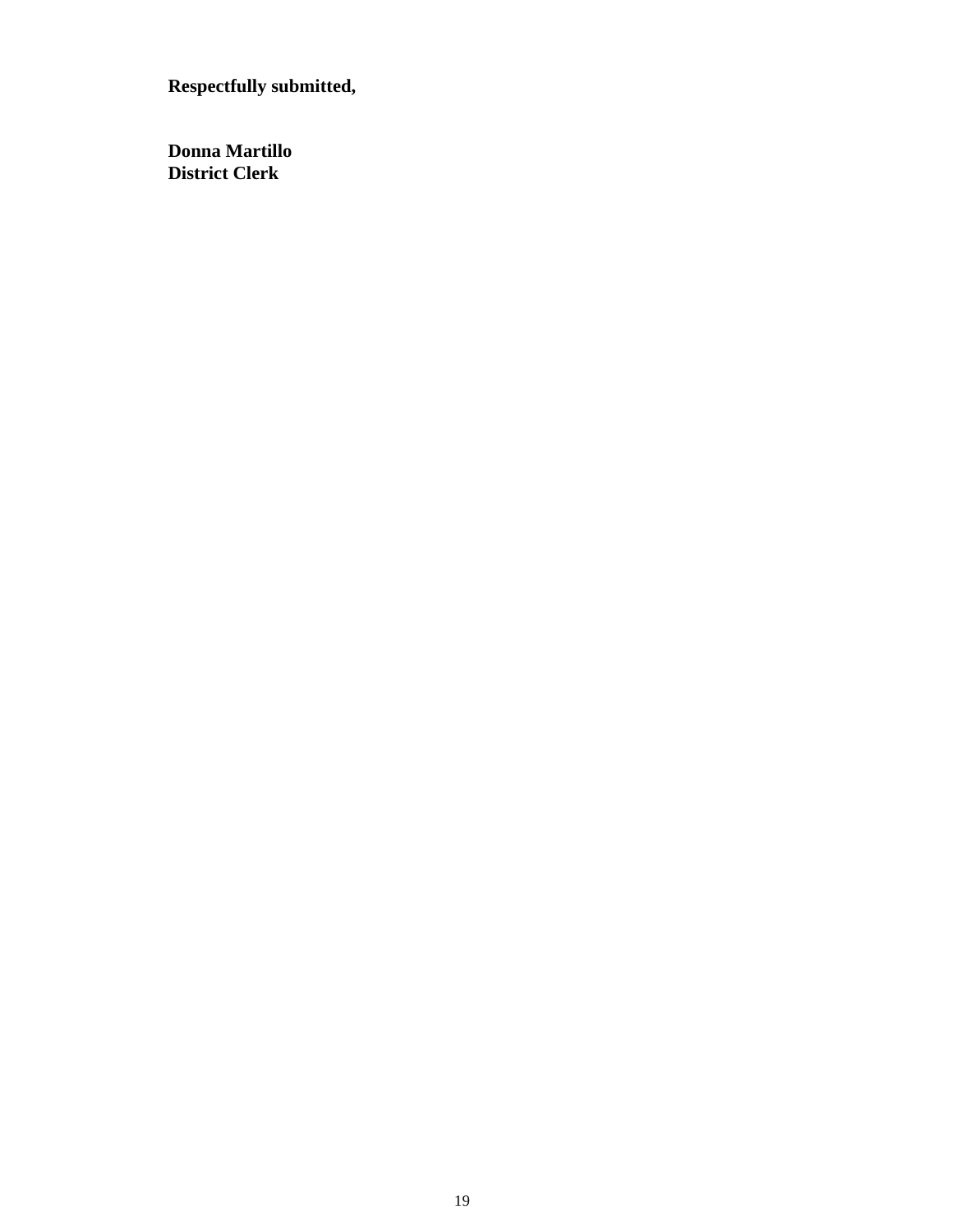**Respectfully submitted,**

**Donna Martillo**
**District Clerk**